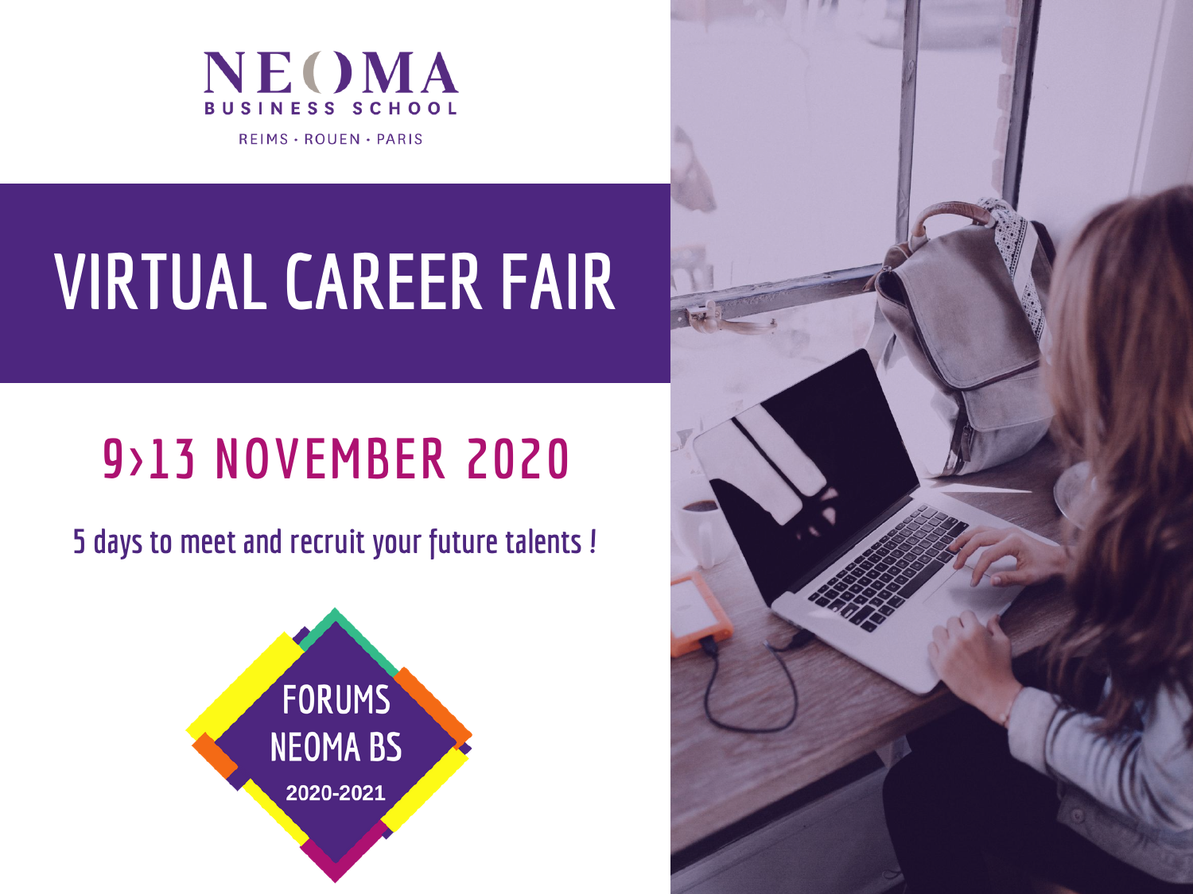NEOMA BUSINESS SCHOOL

REIMS · ROUEN · PARIS

# VIRTUAL CAREER FAIR

## 9›13 NOVEMBER 2020

5 days to meet and recruit your future talents !

FORUMS NEOMA BS 2020-2021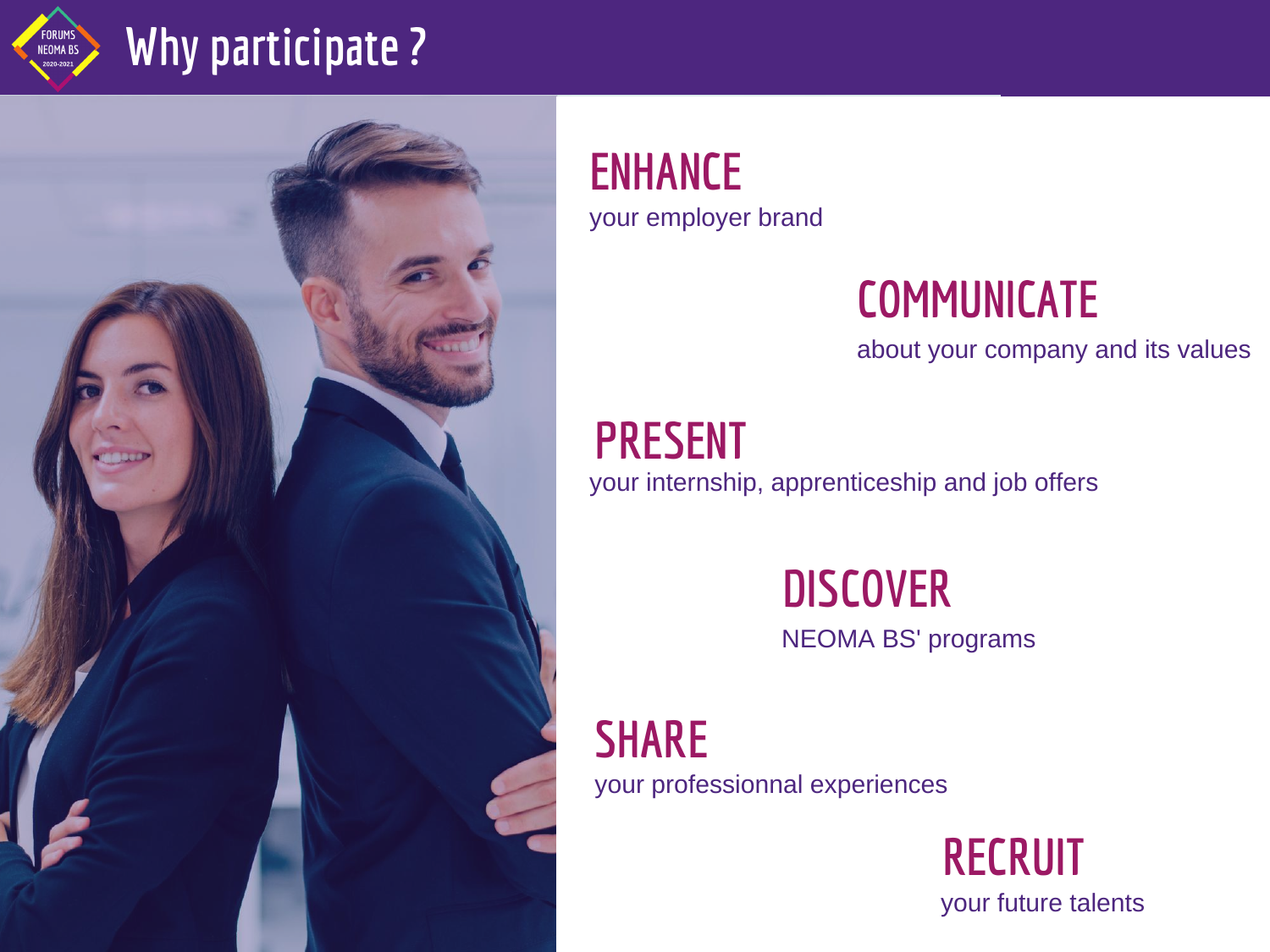# Why participate ?

## ENHANCE
your employer brand

## COMMUNICATE
about your company and its values

## PRESENT
your internship, apprenticeship and job offers

## DISCOVER
NEOMA BS' programs

## SHARE
your professionnal experiences

## RECRUIT
your future talents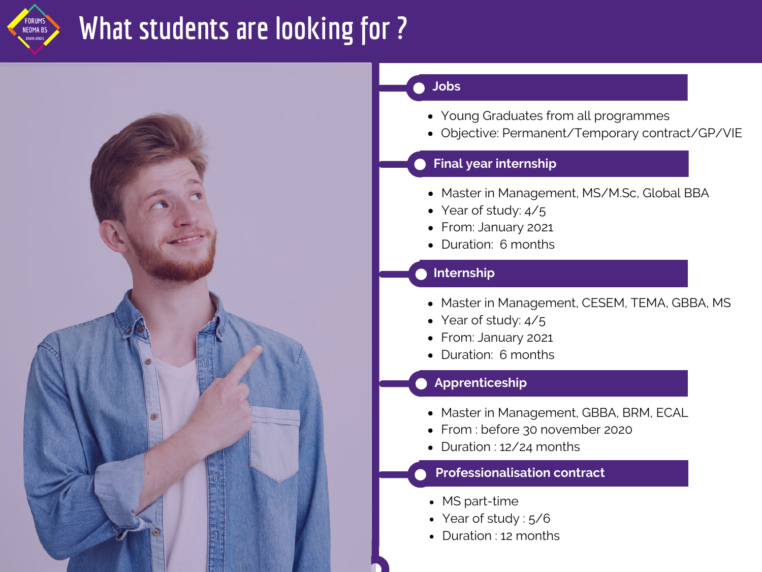# What students are looking for ?

## Jobs

- Young Graduates from all programmes
- Objective: Permanent/Temporary contract/GP/VIE

## Final year internship

- Master in Management, MS/M.Sc, Global BBA
- Year of study: 4/5
- From: January 2021
- Duration: 6 months

## Internship

- Master in Management, CESEM, TEMA, GBBA, MS
- Year of study: 4/5
- From: January 2021
- Duration: 6 months

## Apprenticeship

- Master in Management, GBBA, BRM, ECAL
- From : before 30 november 2020
- Duration : 12/24 months

## Professionalisation contract

- MS part-time
- Year of study : 5/6
- Duration : 12 months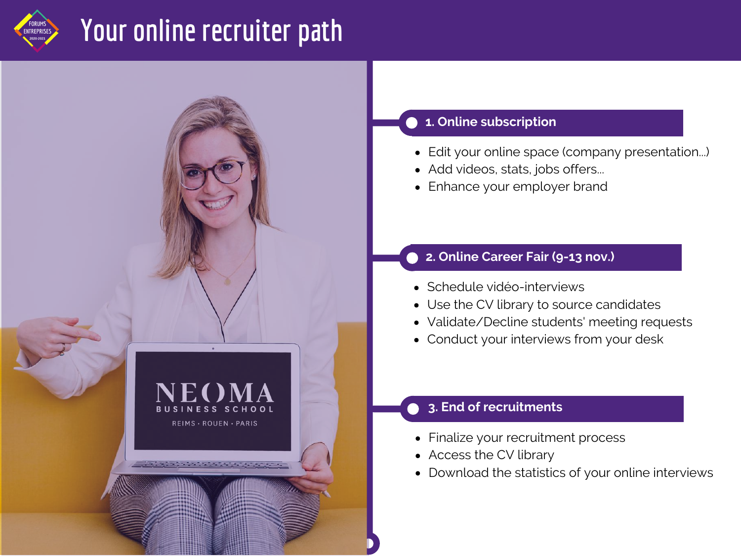# Your online recruiter path

## 1. Online subscription

- Edit your online space (company presentation...)
- Add videos, stats, jobs offers...
- Enhance your employer brand

## 2. Online Career Fair (9-13 nov.)

- Schedule vidéo-interviews
- Use the CV library to source candidates
- Validate/Decline students' meeting requests
- Conduct your interviews from your desk

## 3. End of recruitments

- Finalize your recruitment process
- Access the CV library
- Download the statistics of your online interviews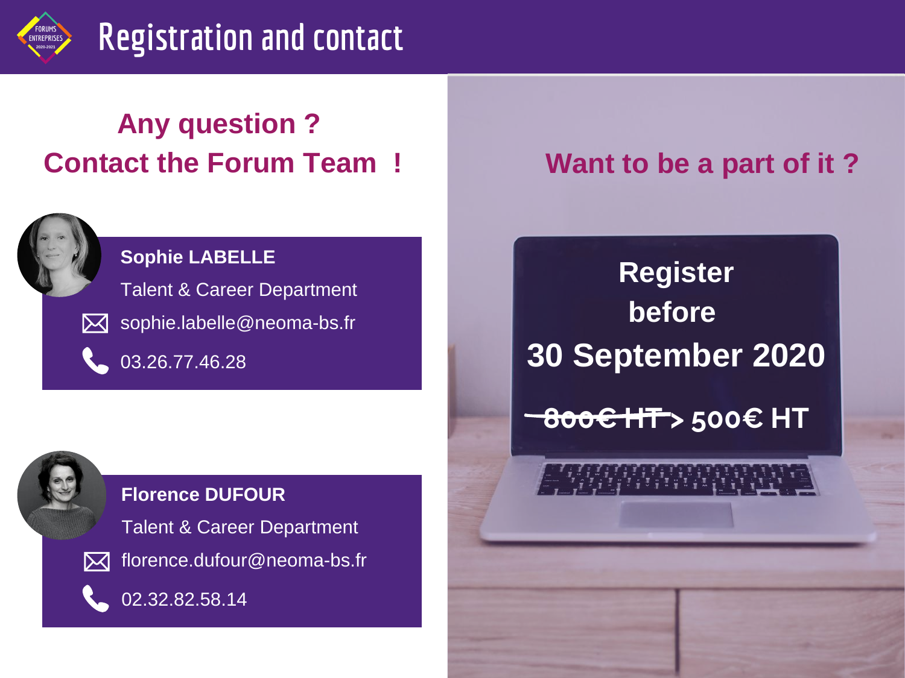# Registration and contact

## Any question ?
## Contact the Forum Team !

**Sophie LABELLE**

Talent & Career Department

sophie.labelle@neoma-bs.fr

03.26.77.46.28

**Florence DUFOUR**

Talent & Career Department

florence.dufour@neoma-bs.fr

02.32.82.58.14

## Want to be a part of it ?

**Register before 30 September 2020**

**~~800€ HT~~ > 500€ HT**